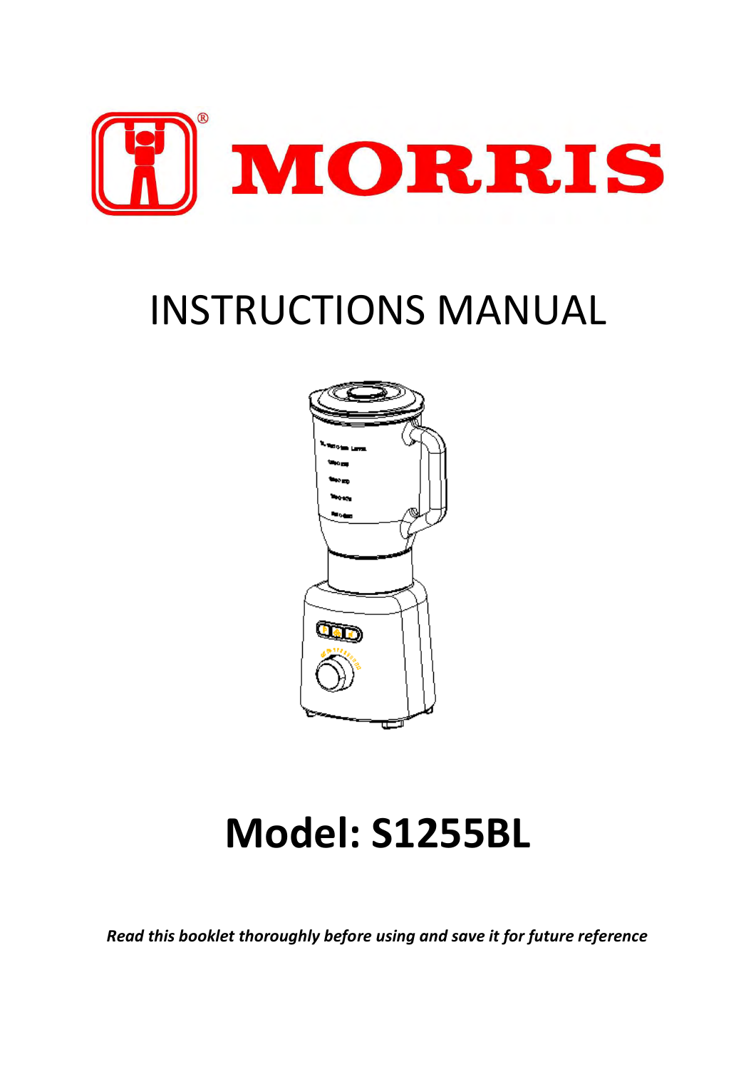# MORRIS

# INSTRUCTIONS MANUAL

# Model: S1255BL

***Read this booklet thoroughly before using and save it for future reference***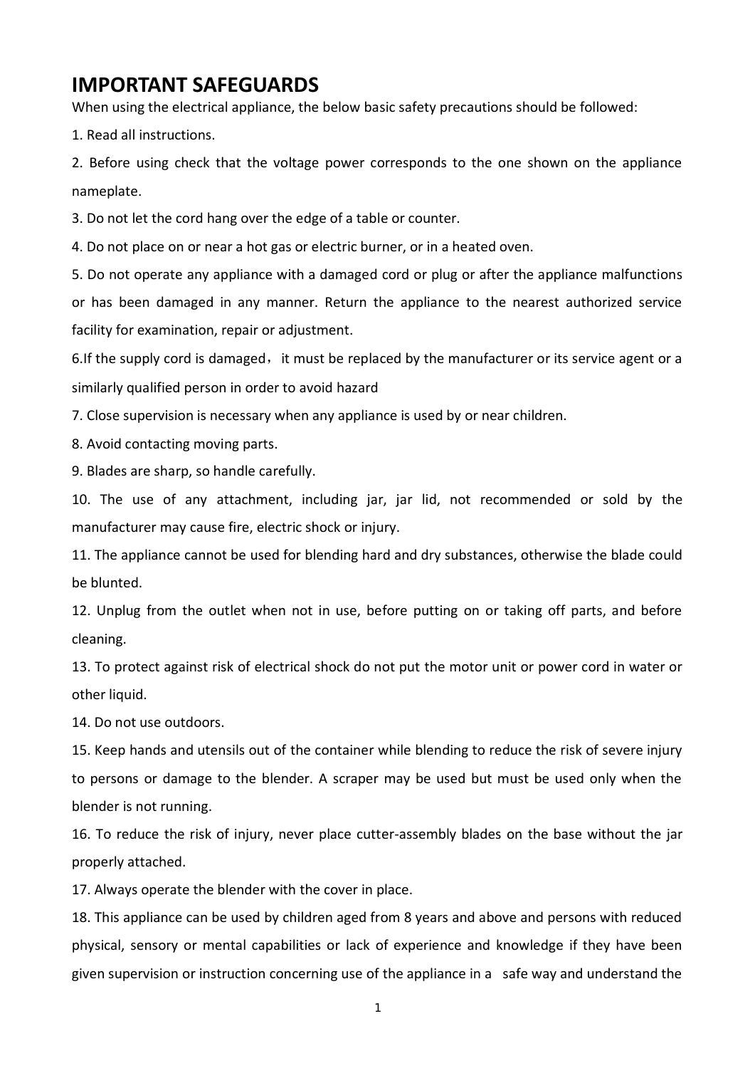# IMPORTANT SAFEGUARDS

When using the electrical appliance, the below basic safety precautions should be followed:

1. Read all instructions.
2. Before using check that the voltage power corresponds to the one shown on the appliance nameplate.
3. Do not let the cord hang over the edge of a table or counter.
4. Do not place on or near a hot gas or electric burner, or in a heated oven.
5. Do not operate any appliance with a damaged cord or plug or after the appliance malfunctions or has been damaged in any manner. Return the appliance to the nearest authorized service facility for examination, repair or adjustment.
6. If the supply cord is damaged， it must be replaced by the manufacturer or its service agent or a similarly qualified person in order to avoid hazard
7. Close supervision is necessary when any appliance is used by or near children.
8. Avoid contacting moving parts.
9. Blades are sharp, so handle carefully.
10. The use of any attachment, including jar, jar lid, not recommended or sold by the manufacturer may cause fire, electric shock or injury.
11. The appliance cannot be used for blending hard and dry substances, otherwise the blade could be blunted.
12. Unplug from the outlet when not in use, before putting on or taking off parts, and before cleaning.
13. To protect against risk of electrical shock do not put the motor unit or power cord in water or other liquid.
14. Do not use outdoors.
15. Keep hands and utensils out of the container while blending to reduce the risk of severe injury to persons or damage to the blender. A scraper may be used but must be used only when the blender is not running.
16. To reduce the risk of injury, never place cutter-assembly blades on the base without the jar properly attached.
17. Always operate the blender with the cover in place.
18. This appliance can be used by children aged from 8 years and above and persons with reduced physical, sensory or mental capabilities or lack of experience and knowledge if they have been given supervision or instruction concerning use of the appliance in a safe way and understand the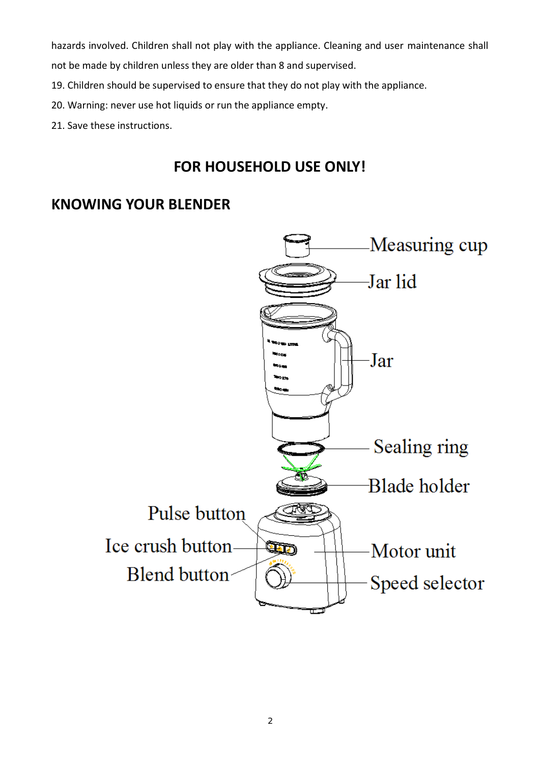hazards involved. Children shall not play with the appliance. Cleaning and user maintenance shall not be made by children unless they are older than 8 and supervised.

19. Children should be supervised to ensure that they do not play with the appliance.

20. Warning: never use hot liquids or run the appliance empty.

21. Save these instructions.

## FOR HOUSEHOLD USE ONLY!

## KNOWING YOUR BLENDER

Measuring cup

Jar lid

Jar

Sealing ring

Blade holder

Pulse button

Ice crush button

Blend button

Motor unit

Speed selector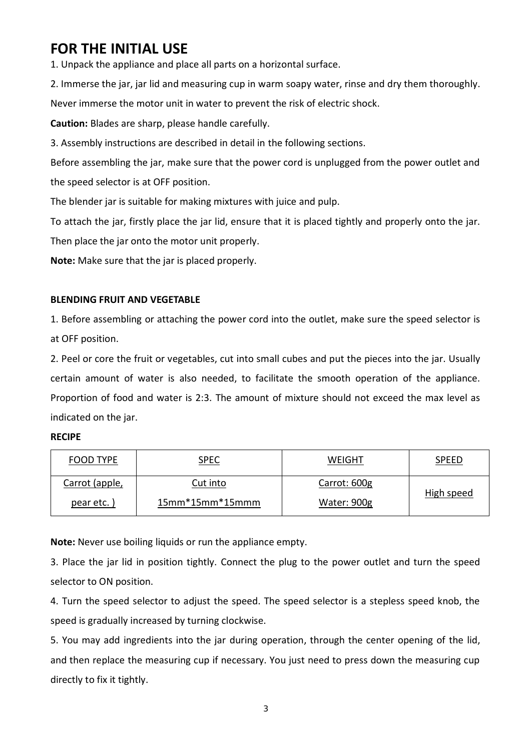# FOR THE INITIAL USE

1. Unpack the appliance and place all parts on a horizontal surface.

2. Immerse the jar, jar lid and measuring cup in warm soapy water, rinse and dry them thoroughly. Never immerse the motor unit in water to prevent the risk of electric shock.

**Caution:** Blades are sharp, please handle carefully.

3. Assembly instructions are described in detail in the following sections.

Before assembling the jar, make sure that the power cord is unplugged from the power outlet and the speed selector is at OFF position.

The blender jar is suitable for making mixtures with juice and pulp.

To attach the jar, firstly place the jar lid, ensure that it is placed tightly and properly onto the jar. Then place the jar onto the motor unit properly.

**Note:** Make sure that the jar is placed properly.

**BLENDING FRUIT AND VEGETABLE**

1. Before assembling or attaching the power cord into the outlet, make sure the speed selector is at OFF position.

2. Peel or core the fruit or vegetables, cut into small cubes and put the pieces into the jar. Usually certain amount of water is also needed, to facilitate the smooth operation of the appliance. Proportion of food and water is 2:3. The amount of mixture should not exceed the max level as indicated on the jar.

**RECIPE**

| FOOD TYPE | SPEC | WEIGHT | SPEED |
|---|---|---|---|
| Carrot (apple, pear etc. ) | Cut into 15mm*15mm*15mmm | Carrot: 600g Water: 900g | High speed |

**Note:** Never use boiling liquids or run the appliance empty.

3. Place the jar lid in position tightly. Connect the plug to the power outlet and turn the speed selector to ON position.

4. Turn the speed selector to adjust the speed. The speed selector is a stepless speed knob, the speed is gradually increased by turning clockwise.

5. You may add ingredients into the jar during operation, through the center opening of the lid, and then replace the measuring cup if necessary. You just need to press down the measuring cup directly to fix it tightly.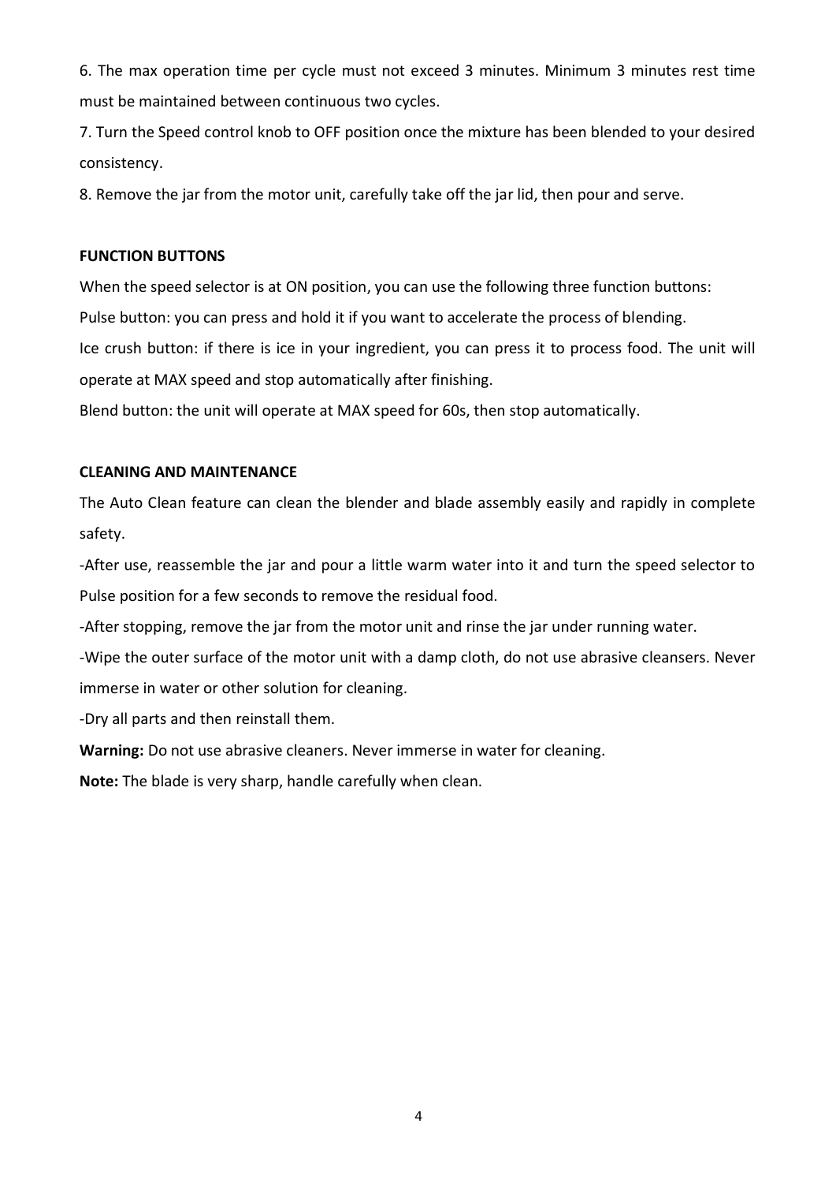6. The max operation time per cycle must not exceed 3 minutes. Minimum 3 minutes rest time must be maintained between continuous two cycles.

7. Turn the Speed control knob to OFF position once the mixture has been blended to your desired consistency.

8. Remove the jar from the motor unit, carefully take off the jar lid, then pour and serve.

**FUNCTION BUTTONS**

When the speed selector is at ON position, you can use the following three function buttons:

Pulse button: you can press and hold it if you want to accelerate the process of blending.

Ice crush button: if there is ice in your ingredient, you can press it to process food. The unit will operate at MAX speed and stop automatically after finishing.

Blend button: the unit will operate at MAX speed for 60s, then stop automatically.

**CLEANING AND MAINTENANCE**

The Auto Clean feature can clean the blender and blade assembly easily and rapidly in complete safety.

-After use, reassemble the jar and pour a little warm water into it and turn the speed selector to Pulse position for a few seconds to remove the residual food.

-After stopping, remove the jar from the motor unit and rinse the jar under running water.

-Wipe the outer surface of the motor unit with a damp cloth, do not use abrasive cleansers. Never immerse in water or other solution for cleaning.

-Dry all parts and then reinstall them.

**Warning:** Do not use abrasive cleaners. Never immerse in water for cleaning.

**Note:** The blade is very sharp, handle carefully when clean.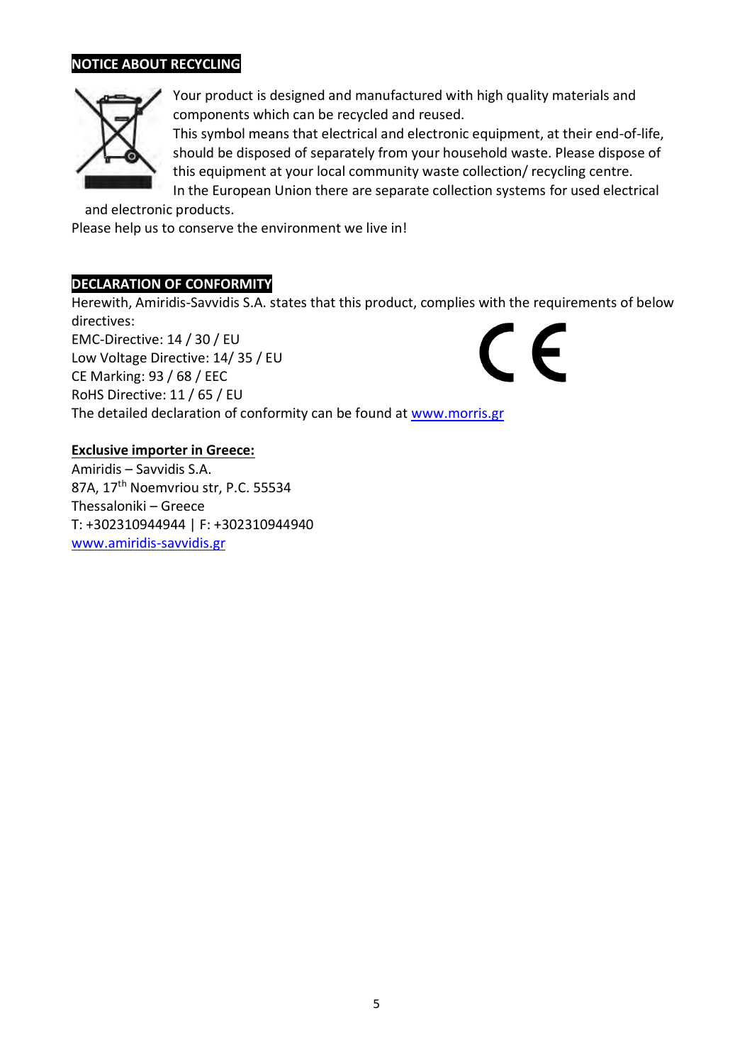## NOTICE ABOUT RECYCLING

Your product is designed and manufactured with high quality materials and components which can be recycled and reused.
This symbol means that electrical and electronic equipment, at their end-of-life, should be disposed of separately from your household waste. Please dispose of this equipment at your local community waste collection/ recycling centre.
In the European Union there are separate collection systems for used electrical and electronic products.
Please help us to conserve the environment we live in!

## DECLARATION OF CONFORMITY

Herewith, Amiridis-Savvidis S.A. states that this product, complies with the requirements of below directives:
EMC-Directive: 14 / 30 / EU
Low Voltage Directive: 14/ 35 / EU
CE Marking: 93 / 68 / EEC
RoHS Directive: 11 / 65 / EU
The detailed declaration of conformity can be found at www.morris.gr

**Exclusive importer in Greece:**
Amiridis – Savvidis S.A.
87A, 17th Noemvriou str, P.C. 55534
Thessaloniki – Greece
T: +302310944944 | F: +302310944940
www.amiridis-savvidis.gr